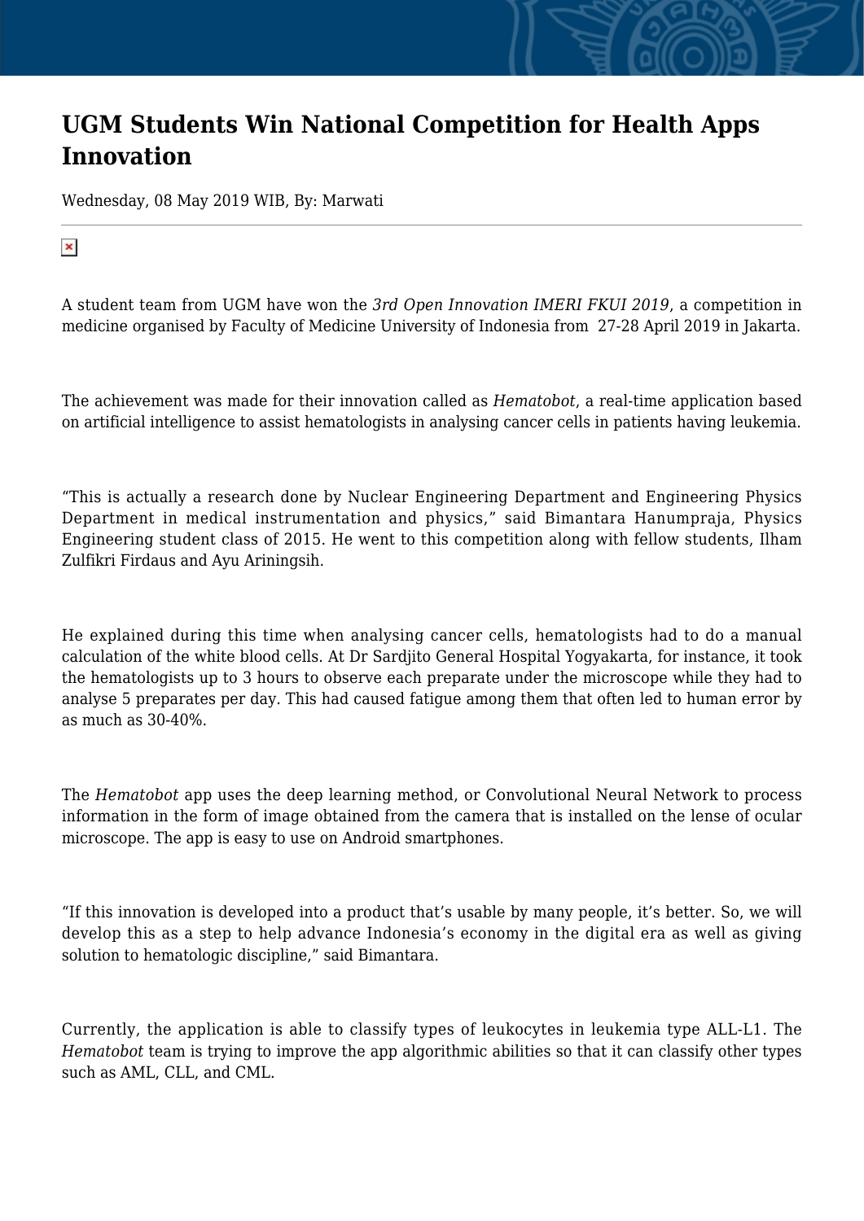# UGM Students Win National Competition for Health Apps Innovation

Wednesday, 08 May 2019 WIB, By: Marwati

A student team from UGM have won the *3rd Open Innovation IMERI FKUI 2019*, a competition in medicine organised by Faculty of Medicine University of Indonesia from 27-28 April 2019 in Jakarta.

The achievement was made for their innovation called as *Hematobot*, a real-time application based on artificial intelligence to assist hematologists in analysing cancer cells in patients having leukemia.

“This is actually a research done by Nuclear Engineering Department and Engineering Physics Department in medical instrumentation and physics,” said Bimantara Hanumpraja, Physics Engineering student class of 2015. He went to this competition along with fellow students, Ilham Zulfikri Firdaus and Ayu Ariningsih.

He explained during this time when analysing cancer cells, hematologists had to do a manual calculation of the white blood cells. At Dr Sardjito General Hospital Yogyakarta, for instance, it took the hematologists up to 3 hours to observe each preparate under the microscope while they had to analyse 5 preparates per day. This had caused fatigue among them that often led to human error by as much as 30-40%.

The *Hematobot* app uses the deep learning method, or Convolutional Neural Network to process information in the form of image obtained from the camera that is installed on the lense of ocular microscope. The app is easy to use on Android smartphones.

“If this innovation is developed into a product that’s usable by many people, it’s better. So, we will develop this as a step to help advance Indonesia’s economy in the digital era as well as giving solution to hematologic discipline,” said Bimantara.

Currently, the application is able to classify types of leukocytes in leukemia type ALL-L1. The *Hematobot* team is trying to improve the app algorithmic abilities so that it can classify other types such as AML, CLL, and CML.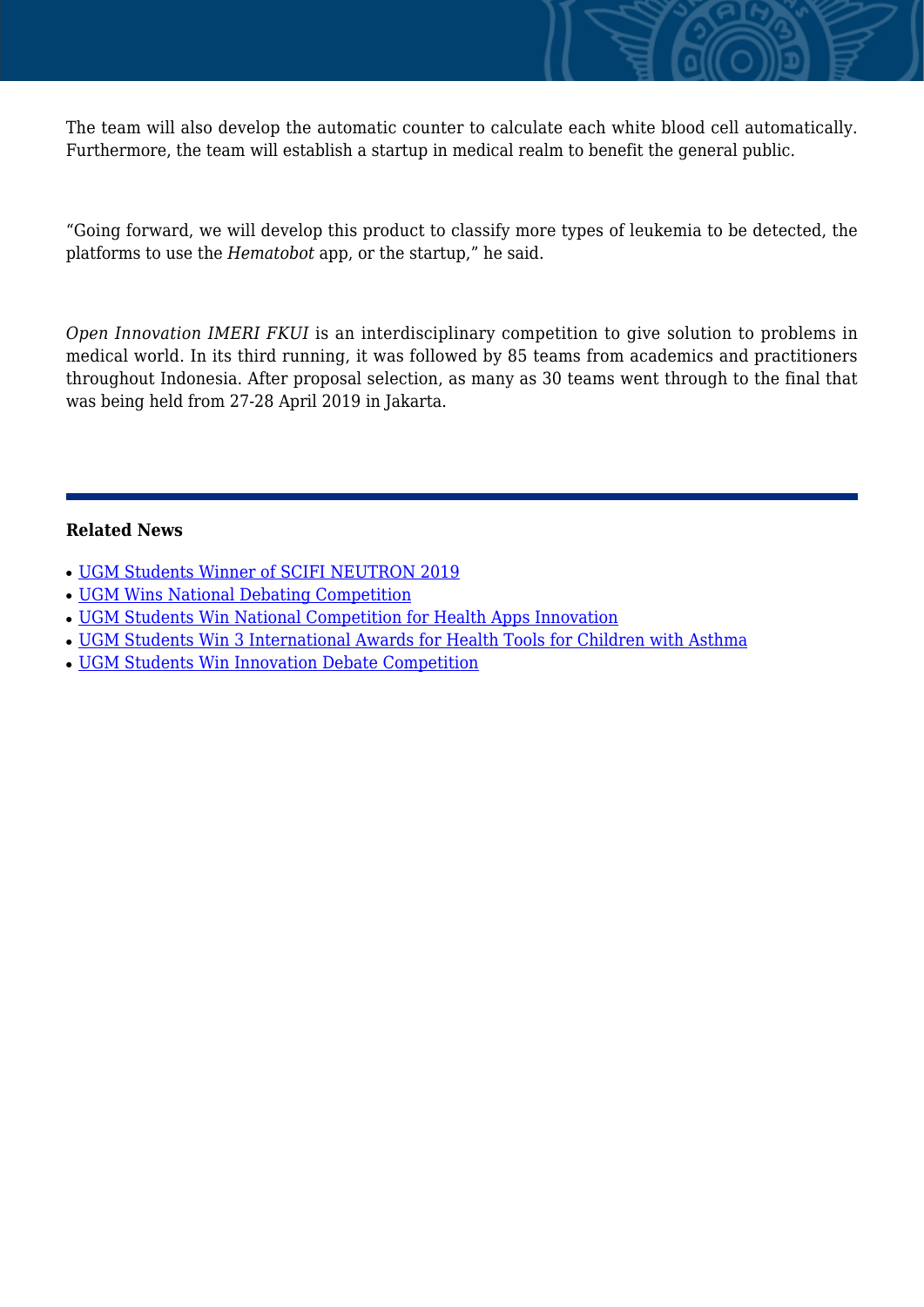The team will also develop the automatic counter to calculate each white blood cell automatically. Furthermore, the team will establish a startup in medical realm to benefit the general public.

"Going forward, we will develop this product to classify more types of leukemia to be detected, the platforms to use the *Hematobot* app, or the startup," he said.

*Open Innovation IMERI FKUI* is an interdisciplinary competition to give solution to problems in medical world. In its third running, it was followed by 85 teams from academics and practitioners throughout Indonesia. After proposal selection, as many as 30 teams went through to the final that was being held from 27-28 April 2019 in Jakarta.

---

**Related News**

- UGM Students Winner of SCIFI NEUTRON 2019
- UGM Wins National Debating Competition
- UGM Students Win National Competition for Health Apps Innovation
- UGM Students Win 3 International Awards for Health Tools for Children with Asthma
- UGM Students Win Innovation Debate Competition